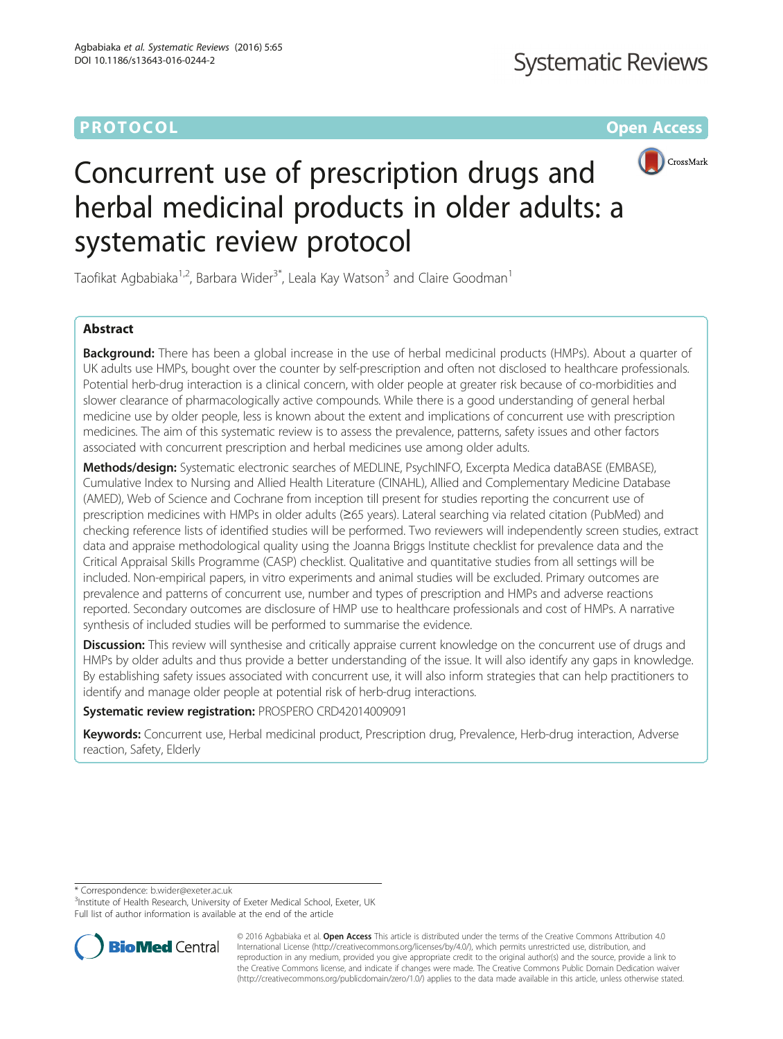PROTOCOL

Open Access

# Concurrent use of prescription drugs and herbal medicinal products in older adults: a systematic review protocol

Taofikat Agbabiaka[1,2], Barbara Wider[3*], Leala Kay Watson[3] and Claire Goodman[1]

## Abstract

**Background:** There has been a global increase in the use of herbal medicinal products (HMPs). About a quarter of UK adults use HMPs, bought over the counter by self-prescription and often not disclosed to healthcare professionals. Potential herb-drug interaction is a clinical concern, with older people at greater risk because of co-morbidities and slower clearance of pharmacologically active compounds. While there is a good understanding of general herbal medicine use by older people, less is known about the extent and implications of concurrent use with prescription medicines. The aim of this systematic review is to assess the prevalence, patterns, safety issues and other factors associated with concurrent prescription and herbal medicines use among older adults.

**Methods/design:** Systematic electronic searches of MEDLINE, PsychINFO, Excerpta Medica dataBASE (EMBASE), Cumulative Index to Nursing and Allied Health Literature (CINAHL), Allied and Complementary Medicine Database (AMED), Web of Science and Cochrane from inception till present for studies reporting the concurrent use of prescription medicines with HMPs in older adults (≥65 years). Lateral searching via related citation (PubMed) and checking reference lists of identified studies will be performed. Two reviewers will independently screen studies, extract data and appraise methodological quality using the Joanna Briggs Institute checklist for prevalence data and the Critical Appraisal Skills Programme (CASP) checklist. Qualitative and quantitative studies from all settings will be included. Non-empirical papers, in vitro experiments and animal studies will be excluded. Primary outcomes are prevalence and patterns of concurrent use, number and types of prescription and HMPs and adverse reactions reported. Secondary outcomes are disclosure of HMP use to healthcare professionals and cost of HMPs. A narrative synthesis of included studies will be performed to summarise the evidence.

**Discussion:** This review will synthesise and critically appraise current knowledge on the concurrent use of drugs and HMPs by older adults and thus provide a better understanding of the issue. It will also identify any gaps in knowledge. By establishing safety issues associated with concurrent use, it will also inform strategies that can help practitioners to identify and manage older people at potential risk of herb-drug interactions.

**Systematic review registration:** PROSPERO CRD42014009091

**Keywords:** Concurrent use, Herbal medicinal product, Prescription drug, Prevalence, Herb-drug interaction, Adverse reaction, Safety, Elderly

\* Correspondence: b.wider@exeter.ac.uk
[3]Institute of Health Research, University of Exeter Medical School, Exeter, UK
Full list of author information is available at the end of the article

© 2016 Agbabiaka et al. **Open Access** This article is distributed under the terms of the Creative Commons Attribution 4.0 International License (http://creativecommons.org/licenses/by/4.0/), which permits unrestricted use, distribution, and reproduction in any medium, provided you give appropriate credit to the original author(s) and the source, provide a link to the Creative Commons license, and indicate if changes were made. The Creative Commons Public Domain Dedication waiver (http://creativecommons.org/publicdomain/zero/1.0/) applies to the data made available in this article, unless otherwise stated.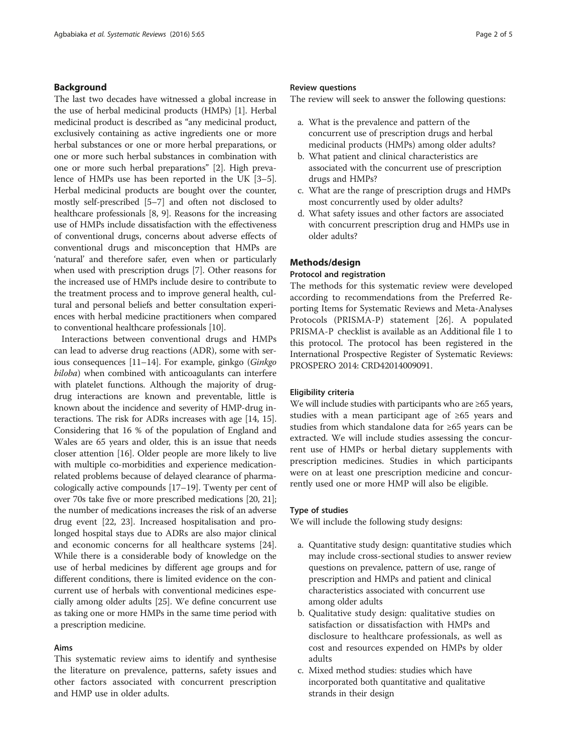## Background

The last two decades have witnessed a global increase in the use of herbal medicinal products (HMPs) [1]. Herbal medicinal product is described as "any medicinal product, exclusively containing as active ingredients one or more herbal substances or one or more herbal preparations, or one or more such herbal substances in combination with one or more such herbal preparations" [2]. High prevalence of HMPs use has been reported in the UK [3–5]. Herbal medicinal products are bought over the counter, mostly self-prescribed [5–7] and often not disclosed to healthcare professionals [8, 9]. Reasons for the increasing use of HMPs include dissatisfaction with the effectiveness of conventional drugs, concerns about adverse effects of conventional drugs and misconception that HMPs are 'natural' and therefore safer, even when or particularly when used with prescription drugs [7]. Other reasons for the increased use of HMPs include desire to contribute to the treatment process and to improve general health, cultural and personal beliefs and better consultation experiences with herbal medicine practitioners when compared to conventional healthcare professionals [10].

Interactions between conventional drugs and HMPs can lead to adverse drug reactions (ADR), some with serious consequences [11–14]. For example, ginkgo (*Ginkgo biloba*) when combined with anticoagulants can interfere with platelet functions. Although the majority of drug-drug interactions are known and preventable, little is known about the incidence and severity of HMP-drug interactions. The risk for ADRs increases with age [14, 15]. Considering that 16 % of the population of England and Wales are 65 years and older, this is an issue that needs closer attention [16]. Older people are more likely to live with multiple co-morbidities and experience medication-related problems because of delayed clearance of pharmacologically active compounds [17–19]. Twenty per cent of over 70s take five or more prescribed medications [20, 21]; the number of medications increases the risk of an adverse drug event [22, 23]. Increased hospitalisation and prolonged hospital stays due to ADRs are also major clinical and economic concerns for all healthcare systems [24]. While there is a considerable body of knowledge on the use of herbal medicines by different age groups and for different conditions, there is limited evidence on the concurrent use of herbals with conventional medicines especially among older adults [25]. We define concurrent use as taking one or more HMPs in the same time period with a prescription medicine.

### Aims

This systematic review aims to identify and synthesise the literature on prevalence, patterns, safety issues and other factors associated with concurrent prescription and HMP use in older adults.

### Review questions

The review will seek to answer the following questions:

a. What is the prevalence and pattern of the concurrent use of prescription drugs and herbal medicinal products (HMPs) among older adults?
b. What patient and clinical characteristics are associated with the concurrent use of prescription drugs and HMPs?
c. What are the range of prescription drugs and HMPs most concurrently used by older adults?
d. What safety issues and other factors are associated with concurrent prescription drug and HMPs use in older adults?

## Methods/design

### Protocol and registration

The methods for this systematic review were developed according to recommendations from the Preferred Reporting Items for Systematic Reviews and Meta-Analyses Protocols (PRISMA-P) statement [26]. A populated PRISMA-P checklist is available as an Additional file 1 to this protocol. The protocol has been registered in the International Prospective Register of Systematic Reviews: PROSPERO 2014: CRD42014009091.

### Eligibility criteria

We will include studies with participants who are ≥65 years, studies with a mean participant age of ≥65 years and studies from which standalone data for ≥65 years can be extracted. We will include studies assessing the concurrent use of HMPs or herbal dietary supplements with prescription medicines. Studies in which participants were on at least one prescription medicine and concurrently used one or more HMP will also be eligible.

### Type of studies

We will include the following study designs:

a. Quantitative study design: quantitative studies which may include cross-sectional studies to answer review questions on prevalence, pattern of use, range of prescription and HMPs and patient and clinical characteristics associated with concurrent use among older adults
b. Qualitative study design: qualitative studies on satisfaction or dissatisfaction with HMPs and disclosure to healthcare professionals, as well as cost and resources expended on HMPs by older adults
c. Mixed method studies: studies which have incorporated both quantitative and qualitative strands in their design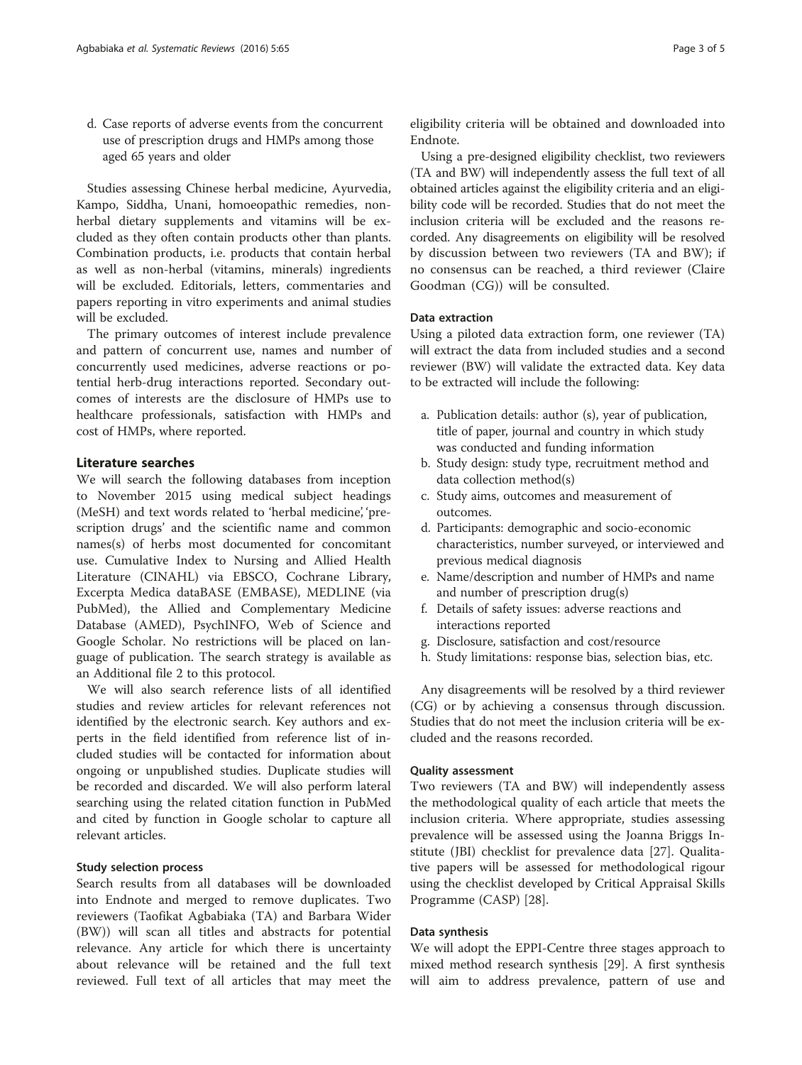d. Case reports of adverse events from the concurrent use of prescription drugs and HMPs among those aged 65 years and older

Studies assessing Chinese herbal medicine, Ayurvedia, Kampo, Siddha, Unani, homoeopathic remedies, non-herbal dietary supplements and vitamins will be excluded as they often contain products other than plants. Combination products, i.e. products that contain herbal as well as non-herbal (vitamins, minerals) ingredients will be excluded. Editorials, letters, commentaries and papers reporting in vitro experiments and animal studies will be excluded.

The primary outcomes of interest include prevalence and pattern of concurrent use, names and number of concurrently used medicines, adverse reactions or potential herb-drug interactions reported. Secondary outcomes of interests are the disclosure of HMPs use to healthcare professionals, satisfaction with HMPs and cost of HMPs, where reported.

## Literature searches

We will search the following databases from inception to November 2015 using medical subject headings (MeSH) and text words related to 'herbal medicine', 'prescription drugs' and the scientific name and common names(s) of herbs most documented for concomitant use. Cumulative Index to Nursing and Allied Health Literature (CINAHL) via EBSCO, Cochrane Library, Excerpta Medica dataBASE (EMBASE), MEDLINE (via PubMed), the Allied and Complementary Medicine Database (AMED), PsychINFO, Web of Science and Google Scholar. No restrictions will be placed on language of publication. The search strategy is available as an Additional file 2 to this protocol.

We will also search reference lists of all identified studies and review articles for relevant references not identified by the electronic search. Key authors and experts in the field identified from reference list of included studies will be contacted for information about ongoing or unpublished studies. Duplicate studies will be recorded and discarded. We will also perform lateral searching using the related citation function in PubMed and cited by function in Google scholar to capture all relevant articles.

### Study selection process

Search results from all databases will be downloaded into Endnote and merged to remove duplicates. Two reviewers (Taofikat Agbabiaka (TA) and Barbara Wider (BW)) will scan all titles and abstracts for potential relevance. Any article for which there is uncertainty about relevance will be retained and the full text reviewed. Full text of all articles that may meet the eligibility criteria will be obtained and downloaded into Endnote.

Using a pre-designed eligibility checklist, two reviewers (TA and BW) will independently assess the full text of all obtained articles against the eligibility criteria and an eligibility code will be recorded. Studies that do not meet the inclusion criteria will be excluded and the reasons recorded. Any disagreements on eligibility will be resolved by discussion between two reviewers (TA and BW); if no consensus can be reached, a third reviewer (Claire Goodman (CG)) will be consulted.

### Data extraction

Using a piloted data extraction form, one reviewer (TA) will extract the data from included studies and a second reviewer (BW) will validate the extracted data. Key data to be extracted will include the following:

a. Publication details: author (s), year of publication, title of paper, journal and country in which study was conducted and funding information
b. Study design: study type, recruitment method and data collection method(s)
c. Study aims, outcomes and measurement of outcomes.
d. Participants: demographic and socio-economic characteristics, number surveyed, or interviewed and previous medical diagnosis
e. Name/description and number of HMPs and name and number of prescription drug(s)
f. Details of safety issues: adverse reactions and interactions reported
g. Disclosure, satisfaction and cost/resource
h. Study limitations: response bias, selection bias, etc.

Any disagreements will be resolved by a third reviewer (CG) or by achieving a consensus through discussion. Studies that do not meet the inclusion criteria will be excluded and the reasons recorded.

### Quality assessment

Two reviewers (TA and BW) will independently assess the methodological quality of each article that meets the inclusion criteria. Where appropriate, studies assessing prevalence will be assessed using the Joanna Briggs Institute (JBI) checklist for prevalence data [27]. Qualitative papers will be assessed for methodological rigour using the checklist developed by Critical Appraisal Skills Programme (CASP) [28].

### Data synthesis

We will adopt the EPPI-Centre three stages approach to mixed method research synthesis [29]. A first synthesis will aim to address prevalence, pattern of use and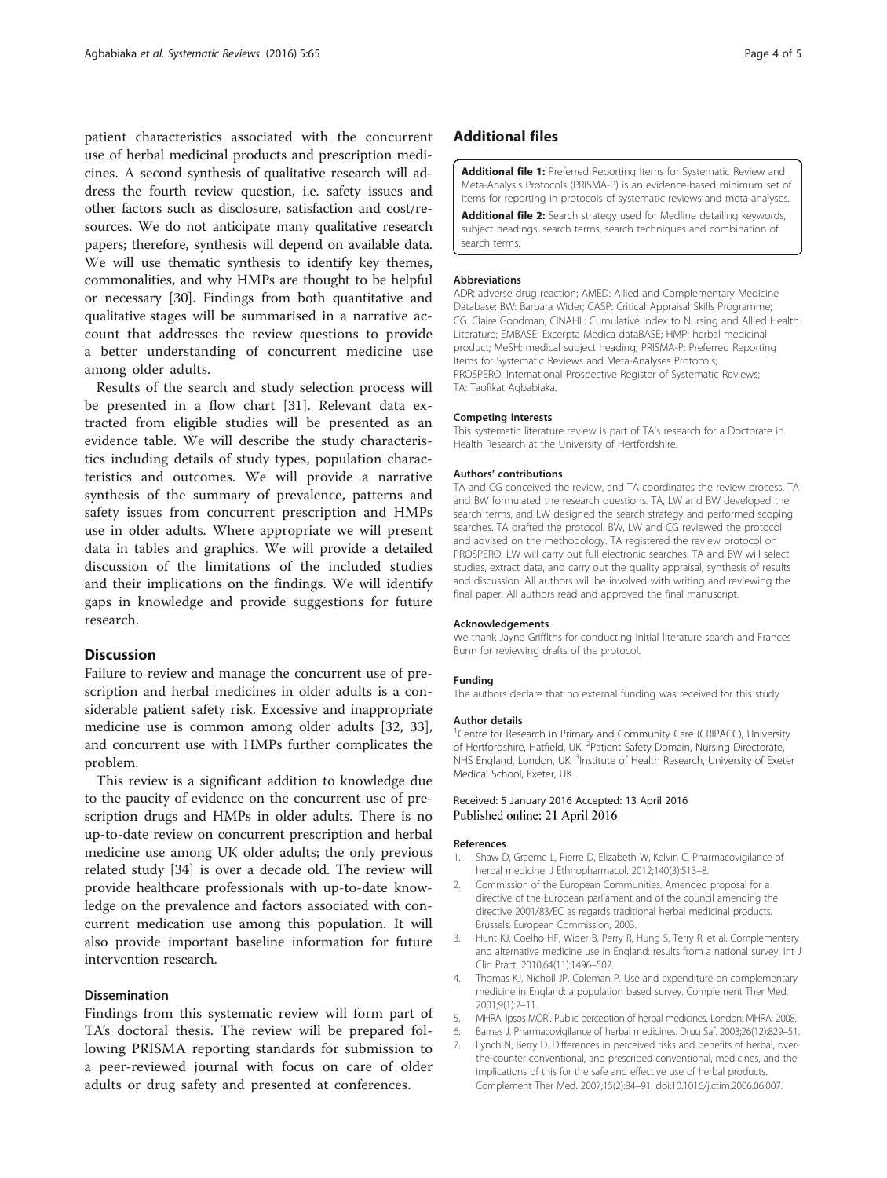patient characteristics associated with the concurrent use of herbal medicinal products and prescription medicines. A second synthesis of qualitative research will address the fourth review question, i.e. safety issues and other factors such as disclosure, satisfaction and cost/resources. We do not anticipate many qualitative research papers; therefore, synthesis will depend on available data. We will use thematic synthesis to identify key themes, commonalities, and why HMPs are thought to be helpful or necessary [30]. Findings from both quantitative and qualitative stages will be summarised in a narrative account that addresses the review questions to provide a better understanding of concurrent medicine use among older adults.

Results of the search and study selection process will be presented in a flow chart [31]. Relevant data extracted from eligible studies will be presented as an evidence table. We will describe the study characteristics including details of study types, population characteristics and outcomes. We will provide a narrative synthesis of the summary of prevalence, patterns and safety issues from concurrent prescription and HMPs use in older adults. Where appropriate we will present data in tables and graphics. We will provide a detailed discussion of the limitations of the included studies and their implications on the findings. We will identify gaps in knowledge and provide suggestions for future research.

## Discussion

Failure to review and manage the concurrent use of prescription and herbal medicines in older adults is a considerable patient safety risk. Excessive and inappropriate medicine use is common among older adults [32, 33], and concurrent use with HMPs further complicates the problem.

This review is a significant addition to knowledge due to the paucity of evidence on the concurrent use of prescription drugs and HMPs in older adults. There is no up-to-date review on concurrent prescription and herbal medicine use among UK older adults; the only previous related study [34] is over a decade old. The review will provide healthcare professionals with up-to-date knowledge on the prevalence and factors associated with concurrent medication use among this population. It will also provide important baseline information for future intervention research.

### Dissemination

Findings from this systematic review will form part of TA's doctoral thesis. The review will be prepared following PRISMA reporting standards for submission to a peer-reviewed journal with focus on care of older adults or drug safety and presented at conferences.

## Additional files

**Additional file 1:** Preferred Reporting Items for Systematic Review and Meta-Analysis Protocols (PRISMA-P) is an evidence-based minimum set of items for reporting in protocols of systematic reviews and meta-analyses.

**Additional file 2:** Search strategy used for Medline detailing keywords, subject headings, search terms, search techniques and combination of search terms.

#### Abbreviations

ADR: adverse drug reaction; AMED: Allied and Complementary Medicine Database; BW: Barbara Wider; CASP: Critical Appraisal Skills Programme; CG: Claire Goodman; CINAHL: Cumulative Index to Nursing and Allied Health Literature; EMBASE: Excerpta Medica dataBASE; HMP: herbal medicinal product; MeSH: medical subject heading; PRISMA-P: Preferred Reporting Items for Systematic Reviews and Meta-Analyses Protocols; PROSPERO: International Prospective Register of Systematic Reviews; TA: Taofikat Agbabiaka.

#### Competing interests

This systematic literature review is part of TA's research for a Doctorate in Health Research at the University of Hertfordshire.

#### Authors' contributions

TA and CG conceived the review, and TA coordinates the review process. TA and BW formulated the research questions. TA, LW and BW developed the search terms, and LW designed the search strategy and performed scoping searches. TA drafted the protocol. BW, LW and CG reviewed the protocol and advised on the methodology. TA registered the review protocol on PROSPERO. LW will carry out full electronic searches. TA and BW will select studies, extract data, and carry out the quality appraisal, synthesis of results and discussion. All authors will be involved with writing and reviewing the final paper. All authors read and approved the final manuscript.

#### Acknowledgements

We thank Jayne Griffiths for conducting initial literature search and Frances Bunn for reviewing drafts of the protocol.

#### Funding

The authors declare that no external funding was received for this study.

#### Author details

[1]Centre for Research in Primary and Community Care (CRIPACC), University of Hertfordshire, Hatfield, UK. [2]Patient Safety Domain, Nursing Directorate, NHS England, London, UK. [3]Institute of Health Research, University of Exeter Medical School, Exeter, UK.

Received: 5 January 2016 Accepted: 13 April 2016
Published online: 21 April 2016

#### References

1. Shaw D, Graeme L, Pierre D, Elizabeth W, Kelvin C. Pharmacovigilance of herbal medicine. J Ethnopharmacol. 2012;140(3):513–8.
2. Commission of the European Communities. Amended proposal for a directive of the European parliament and of the council amending the directive 2001/83/EC as regards traditional herbal medicinal products. Brussels: European Commission; 2003.
3. Hunt KJ, Coelho HF, Wider B, Perry R, Hung S, Terry R, et al. Complementary and alternative medicine use in England: results from a national survey. Int J Clin Pract. 2010;64(11):1496–502.
4. Thomas KJ, Nicholl JP, Coleman P. Use and expenditure on complementary medicine in England: a population based survey. Complement Ther Med. 2001;9(1):2–11.
5. MHRA, Ipsos MORI. Public perception of herbal medicines. London: MHRA; 2008.
6. Barnes J. Pharmacovigilance of herbal medicines. Drug Saf. 2003;26(12):829–51.
7. Lynch N, Berry D. Differences in perceived risks and benefits of herbal, over-the-counter conventional, and prescribed conventional, medicines, and the implications of this for the safe and effective use of herbal products. Complement Ther Med. 2007;15(2):84–91. doi:10.1016/j.ctim.2006.06.007.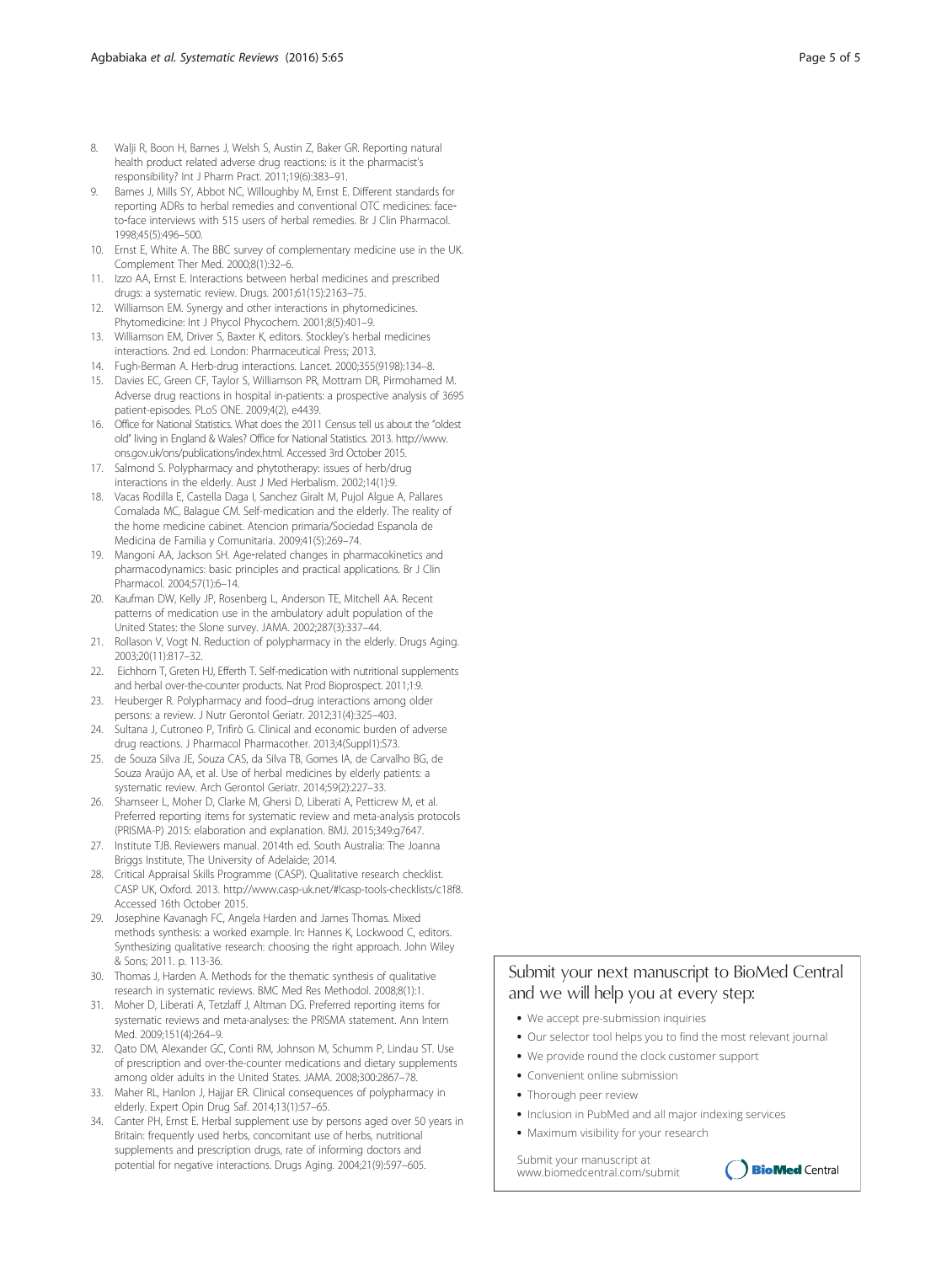8. Walji R, Boon H, Barnes J, Welsh S, Austin Z, Baker GR. Reporting natural health product related adverse drug reactions: is it the pharmacist's responsibility? Int J Pharm Pract. 2011;19(6):383–91.
9. Barnes J, Mills SY, Abbot NC, Willoughby M, Ernst E. Different standards for reporting ADRs to herbal remedies and conventional OTC medicines: face-to-face interviews with 515 users of herbal remedies. Br J Clin Pharmacol. 1998;45(5):496–500.
10. Ernst E, White A. The BBC survey of complementary medicine use in the UK. Complement Ther Med. 2000;8(1):32–6.
11. Izzo AA, Ernst E. Interactions between herbal medicines and prescribed drugs: a systematic review. Drugs. 2001;61(15):2163–75.
12. Williamson EM. Synergy and other interactions in phytomedicines. Phytomedicine: Int J Phycol Phycochem. 2001;8(5):401–9.
13. Williamson EM, Driver S, Baxter K, editors. Stockley's herbal medicines interactions. 2nd ed. London: Pharmaceutical Press; 2013.
14. Fugh-Berman A. Herb-drug interactions. Lancet. 2000;355(9198):134–8.
15. Davies EC, Green CF, Taylor S, Williamson PR, Mottram DR, Pirmohamed M. Adverse drug reactions in hospital in-patients: a prospective analysis of 3695 patient-episodes. PLoS ONE. 2009;4(2), e4439.
16. Office for National Statistics. What does the 2011 Census tell us about the "oldest old" living in England & Wales? Office for National Statistics. 2013. http://www.ons.gov.uk/ons/publications/index.html. Accessed 3rd October 2015.
17. Salmond S. Polypharmacy and phytotherapy: issues of herb/drug interactions in the elderly. Aust J Med Herbalism. 2002;14(1):9.
18. Vacas Rodilla E, Castella Daga I, Sanchez Giralt M, Pujol Algue A, Pallares Comalada MC, Balague CM. Self-medication and the elderly. The reality of the home medicine cabinet. Atencion primaria/Sociedad Espanola de Medicina de Familia y Comunitaria. 2009;41(5):269–74.
19. Mangoni AA, Jackson SH. Age-related changes in pharmacokinetics and pharmacodynamics: basic principles and practical applications. Br J Clin Pharmacol. 2004;57(1):6–14.
20. Kaufman DW, Kelly JP, Rosenberg L, Anderson TE, Mitchell AA. Recent patterns of medication use in the ambulatory adult population of the United States: the Slone survey. JAMA. 2002;287(3):337–44.
21. Rollason V, Vogt N. Reduction of polypharmacy in the elderly. Drugs Aging. 2003;20(11):817–32.
22. Eichhorn T, Greten HJ, Efferth T. Self-medication with nutritional supplements and herbal over-the-counter products. Nat Prod Bioprospect. 2011;1:9.
23. Heuberger R. Polypharmacy and food–drug interactions among older persons: a review. J Nutr Gerontol Geriatr. 2012;31(4):325–403.
24. Sultana J, Cutroneo P, Trifirò G. Clinical and economic burden of adverse drug reactions. J Pharmacol Pharmacother. 2013;4(Suppl1):S73.
25. de Souza Silva JE, Souza CAS, da Silva TB, Gomes IA, de Carvalho BG, de Souza Araújo AA, et al. Use of herbal medicines by elderly patients: a systematic review. Arch Gerontol Geriatr. 2014;59(2):227–33.
26. Shamseer L, Moher D, Clarke M, Ghersi D, Liberati A, Petticrew M, et al. Preferred reporting items for systematic review and meta-analysis protocols (PRISMA-P) 2015: elaboration and explanation. BMJ. 2015;349:g7647.
27. Institute TJB. Reviewers manual. 2014th ed. South Australia: The Joanna Briggs Institute, The University of Adelaide; 2014.
28. Critical Appraisal Skills Programme (CASP). Qualitative research checklist. CASP UK, Oxford. 2013. http://www.casp-uk.net/#!casp-tools-checklists/c18f8. Accessed 16th October 2015.
29. Josephine Kavanagh FC, Angela Harden and James Thomas. Mixed methods synthesis: a worked example. In: Hannes K, Lockwood C, editors. Synthesizing qualitative research: choosing the right approach. John Wiley & Sons; 2011. p. 113-36.
30. Thomas J, Harden A. Methods for the thematic synthesis of qualitative research in systematic reviews. BMC Med Res Methodol. 2008;8(1):1.
31. Moher D, Liberati A, Tetzlaff J, Altman DG. Preferred reporting items for systematic reviews and meta-analyses: the PRISMA statement. Ann Intern Med. 2009;151(4):264–9.
32. Qato DM, Alexander GC, Conti RM, Johnson M, Schumm P, Lindau ST. Use of prescription and over-the-counter medications and dietary supplements among older adults in the United States. JAMA. 2008;300:2867–78.
33. Maher RL, Hanlon J, Hajjar ER. Clinical consequences of polypharmacy in elderly. Expert Opin Drug Saf. 2014;13(1):57–65.
34. Canter PH, Ernst E. Herbal supplement use by persons aged over 50 years in Britain: frequently used herbs, concomitant use of herbs, nutritional supplements and prescription drugs, rate of informing doctors and potential for negative interactions. Drugs Aging. 2004;21(9):597–605.

Submit your next manuscript to BioMed Central and we will help you at every step:

- We accept pre-submission inquiries
- Our selector tool helps you to find the most relevant journal
- We provide round the clock customer support
- Convenient online submission
- Thorough peer review
- Inclusion in PubMed and all major indexing services
- Maximum visibility for your research

Submit your manuscript at
www.biomedcentral.com/submit

BioMed Central